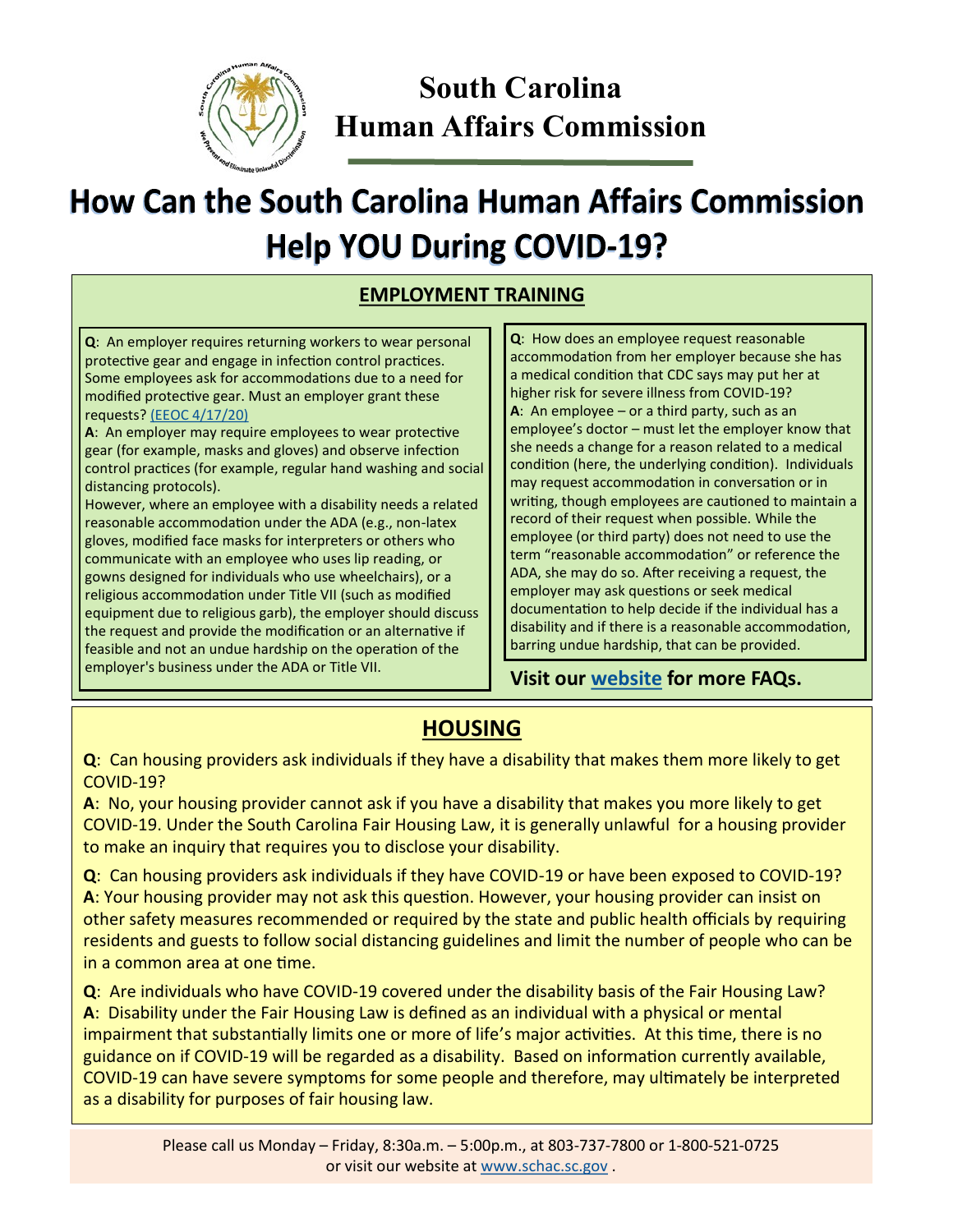# South Carolina Human Affairs Commission

# How Can the South Carolina Human Affairs Commission Help YOU During COVID-19?

## EMPLOYMENT TRAINING

**Q**: An employer requires returning workers to wear personal protective gear and engage in infection control practices. Some employees ask for accommodations due to a need for modified protective gear. Must an employer grant these requests? (EEOC 4/17/20)

**A**: An employer may require employees to wear protective gear (for example, masks and gloves) and observe infection control practices (for example, regular hand washing and social distancing protocols).

However, where an employee with a disability needs a related reasonable accommodation under the ADA (e.g., non-latex gloves, modified face masks for interpreters or others who communicate with an employee who uses lip reading, or gowns designed for individuals who use wheelchairs), or a religious accommodation under Title VII (such as modified equipment due to religious garb), the employer should discuss the request and provide the modification or an alternative if feasible and not an undue hardship on the operation of the employer's business under the ADA or Title VII.

**Q**: How does an employee request reasonable accommodation from her employer because she has a medical condition that CDC says may put her at higher risk for severe illness from COVID-19?

**A**: An employee – or a third party, such as an employee's doctor – must let the employer know that she needs a change for a reason related to a medical condition (here, the underlying condition). Individuals may request accommodation in conversation or in writing, though employees are cautioned to maintain a record of their request when possible. While the employee (or third party) does not need to use the term "reasonable accommodation" or reference the ADA, she may do so. After receiving a request, the employer may ask questions or seek medical documentation to help decide if the individual has a disability and if there is a reasonable accommodation, barring undue hardship, that can be provided.

**Visit our website for more FAQs.**

## HOUSING

**Q**: Can housing providers ask individuals if they have a disability that makes them more likely to get COVID-19?

**A**: No, your housing provider cannot ask if you have a disability that makes you more likely to get COVID-19. Under the South Carolina Fair Housing Law, it is generally unlawful for a housing provider to make an inquiry that requires you to disclose your disability.

**Q**: Can housing providers ask individuals if they have COVID-19 or have been exposed to COVID-19?

**A**: Your housing provider may not ask this question. However, your housing provider can insist on other safety measures recommended or required by the state and public health officials by requiring residents and guests to follow social distancing guidelines and limit the number of people who can be in a common area at one time.

**Q**: Are individuals who have COVID-19 covered under the disability basis of the Fair Housing Law?

**A**: Disability under the Fair Housing Law is defined as an individual with a physical or mental impairment that substantially limits one or more of life's major activities. At this time, there is no guidance on if COVID-19 will be regarded as a disability. Based on information currently available, COVID-19 can have severe symptoms for some people and therefore, may ultimately be interpreted as a disability for purposes of fair housing law.

Please call us Monday – Friday, 8:30a.m. – 5:00p.m., at 803-737-7800 or 1-800-521-0725 or visit our website at www.schac.sc.gov .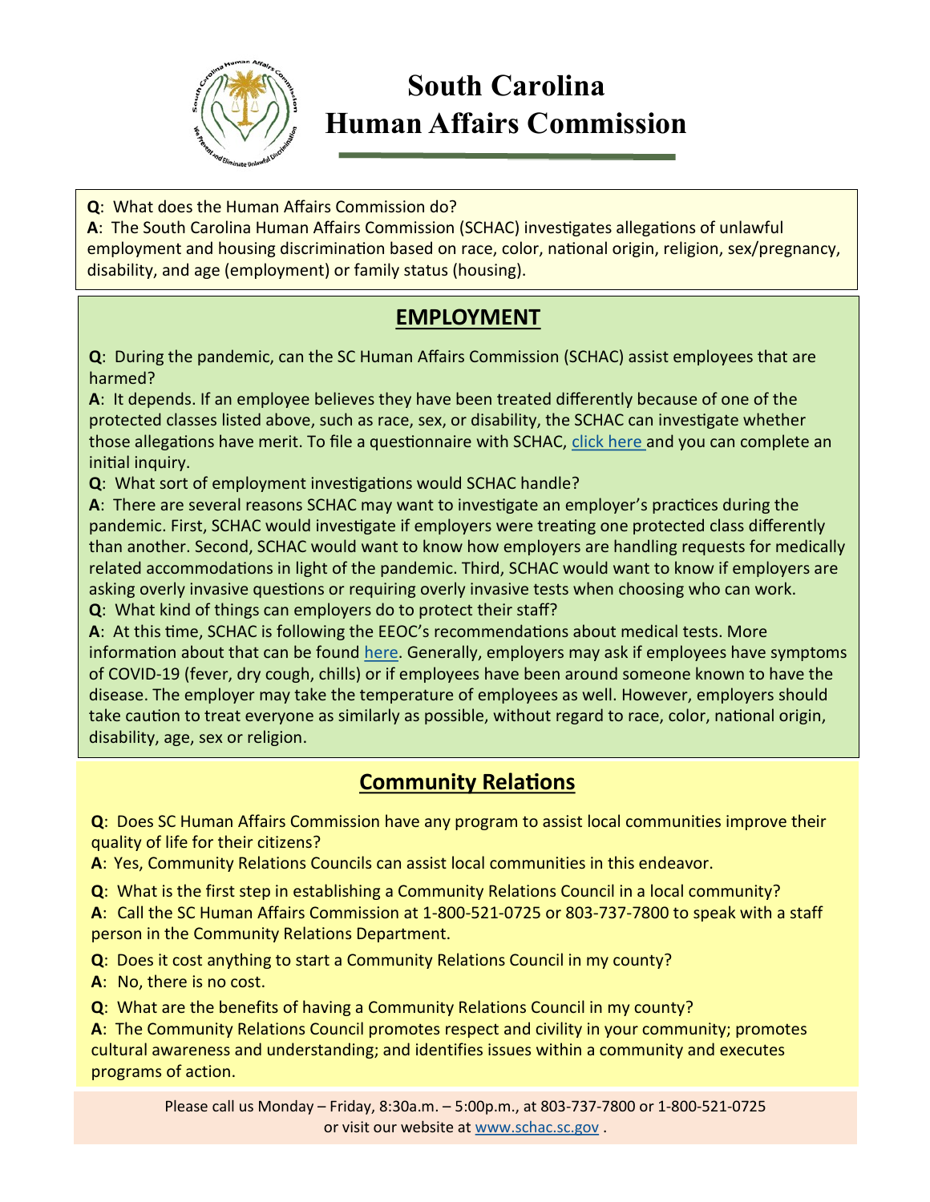# South Carolina Human Affairs Commission

**Q**: What does the Human Affairs Commission do?
**A**: The South Carolina Human Affairs Commission (SCHAC) investigates allegations of unlawful employment and housing discrimination based on race, color, national origin, religion, sex/pregnancy, disability, and age (employment) or family status (housing).

## EMPLOYMENT

**Q**: During the pandemic, can the SC Human Affairs Commission (SCHAC) assist employees that are harmed?
**A**: It depends. If an employee believes they have been treated differently because of one of the protected classes listed above, such as race, sex, or disability, the SCHAC can investigate whether those allegations have merit. To file a questionnaire with SCHAC, click here and you can complete an initial inquiry.

**Q**: What sort of employment investigations would SCHAC handle?
**A**: There are several reasons SCHAC may want to investigate an employer's practices during the pandemic. First, SCHAC would investigate if employers were treating one protected class differently than another. Second, SCHAC would want to know how employers are handling requests for medically related accommodations in light of the pandemic. Third, SCHAC would want to know if employers are asking overly invasive questions or requiring overly invasive tests when choosing who can work.

**Q**: What kind of things can employers do to protect their staff?
**A**: At this time, SCHAC is following the EEOC's recommendations about medical tests. More information about that can be found here. Generally, employers may ask if employees have symptoms of COVID-19 (fever, dry cough, chills) or if employees have been around someone known to have the disease. The employer may take the temperature of employees as well. However, employers should take caution to treat everyone as similarly as possible, without regard to race, color, national origin, disability, age, sex or religion.

## Community Relations

**Q**: Does SC Human Affairs Commission have any program to assist local communities improve their quality of life for their citizens?
**A**: Yes, Community Relations Councils can assist local communities in this endeavor.

**Q**: What is the first step in establishing a Community Relations Council in a local community?
**A**: Call the SC Human Affairs Commission at 1-800-521-0725 or 803-737-7800 to speak with a staff person in the Community Relations Department.

**Q**: Does it cost anything to start a Community Relations Council in my county?
**A**: No, there is no cost.

**Q**: What are the benefits of having a Community Relations Council in my county?
**A**: The Community Relations Council promotes respect and civility in your community; promotes cultural awareness and understanding; and identifies issues within a community and executes programs of action.

Please call us Monday – Friday, 8:30a.m. – 5:00p.m., at 803-737-7800 or 1-800-521-0725 or visit our website at www.schac.sc.gov .